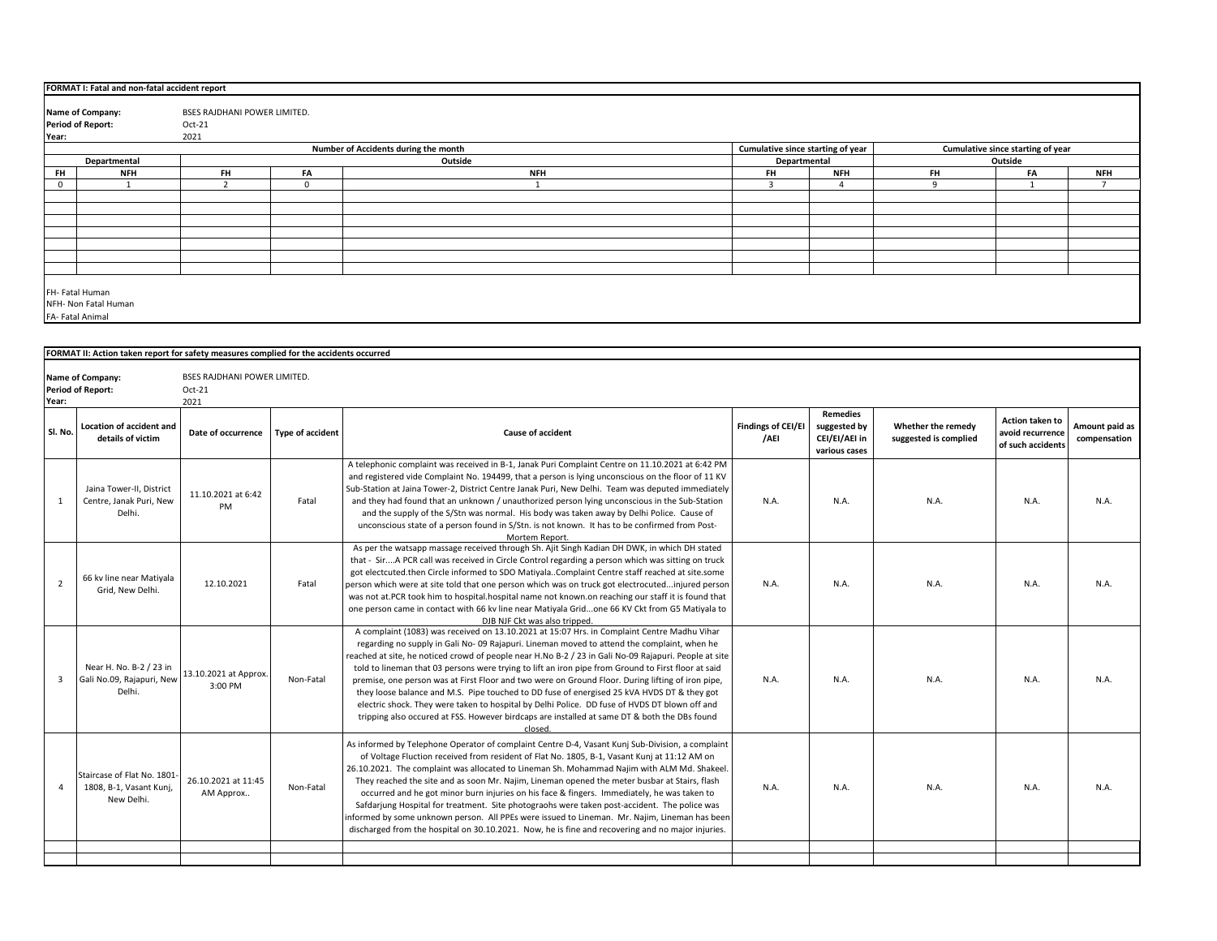**FORMAT I: Fatal and non-fatal accident report**

**Name of Company:** BSES RAJDHANI POWER LIMITED.
**Period of Report:** Oct-21
**Year:** 2021

| Number of Accidents during the month | | | | | Cumulative since starting of year | | Cumulative since starting of year | | |
|---|---|---|---|---|---|---|---|---|---|
| Departmental | | Outside | | | Departmental | | Outside | | |
| FH | NFH | FH | FA | NFH | FH | NFH | FH | FA | NFH |
| 0 | 1 | 2 | 0 | 1 | 3 | 4 | 9 | 1 | 7 |
| | | | | | | | | | |
| | | | | | | | | | |
| | | | | | | | | | |
| | | | | | | | | | |
| | | | | | | | | | |
| | | | | | | | | | |
| | | | | | | | | | |

FH- Fatal Human
NFH- Non Fatal Human
FA- Fatal Animal

**FORMAT II: Action taken report for safety measures complied for the accidents occurred**

**Name of Company:** BSES RAJDHANI POWER LIMITED.
**Period of Report:** Oct-21
**Year:** 2021

| Sl. No. | Location of accident and details of victim | Date of occurrence | Type of accident | Cause of accident | Findings of CEI/EI /AEI | Remedies suggested by CEI/EI/AEI in various cases | Whether the remedy suggested is complied | Action taken to avoid recurrence of such accidents | Amount paid as compensation |
|---|---|---|---|---|---|---|---|---|---|
| 1 | Jaina Tower-II, District Centre, Janak Puri, New Delhi. | 11.10.2021 at 6:42 PM | Fatal | A telephonic complaint was received in B-1, Janak Puri Complaint Centre on 11.10.2021 at 6:42 PM and registered vide Complaint No. 194499, that a person is lying unconscious on the floor of 11 KV Sub-Station at Jaina Tower-2, District Centre Janak Puri, New Delhi. Team was deputed immediately and they had found that an unknown / unauthorized person lying unconscious in the Sub-Station and the supply of the S/Stn was normal. His body was taken away by Delhi Police. Cause of unconscious state of a person found in S/Stn. is not known. It has to be confirmed from Post-Mortem Report. | N.A. | N.A. | N.A. | N.A. | N.A. |
| 2 | 66 kv line near Matiyala Grid, New Delhi. | 12.10.2021 | Fatal | As per the watsapp massage received through Sh. Ajit Singh Kadian DH DWK, in which DH stated that - Sir....A PCR call was received in Circle Control regarding a person which was sitting on truck got electcuted.then Circle informed to SDO Matiyala..Complaint Centre staff reached at site.some person which were at site told that one person which was on truck got electrocuted...injured person was not at.PCR took him to hospital.hospital name not known.on reaching our staff it is found that one person came in contact with 66 kv line near Matiyala Grid...one 66 KV Ckt from G5 Matiyala to DJB NJF Ckt was also tripped. | N.A. | N.A. | N.A. | N.A. | N.A. |
| 3 | Near H. No. B-2 / 23 in Gali No.09, Rajapuri, New Delhi. | 13.10.2021 at Approx. 3:00 PM | Non-Fatal | A complaint (1083) was received on 13.10.2021 at 15:07 Hrs. in Complaint Centre Madhu Vihar regarding no supply in Gali No- 09 Rajapuri. Lineman moved to attend the complaint, when he reached at site, he noticed crowd of people near H.No B-2 / 23 in Gali No-09 Rajapuri. People at site told to lineman that 03 persons were trying to lift an iron pipe from Ground to First floor at said premise, one person was at First Floor and two were on Ground Floor. During lifting of iron pipe, they loose balance and M.S. Pipe touched to DD fuse of energised 25 kVA HVDS DT & they got electric shock. They were taken to hospital by Delhi Police. DD fuse of HVDS DT blown off and tripping also occured at FSS. However birdcaps are installed at same DT & both the DBs found closed. | N.A. | N.A. | N.A. | N.A. | N.A. |
| 4 | Staircase of Flat No. 1801-1808, B-1, Vasant Kunj, New Delhi. | 26.10.2021 at 11:45 AM Approx.. | Non-Fatal | As informed by Telephone Operator of complaint Centre D-4, Vasant Kunj Sub-Division, a complaint of Voltage Fluction received from resident of Flat No. 1805, B-1, Vasant Kunj at 11:12 AM on 26.10.2021. The complaint was allocated to Lineman Sh. Mohammad Najim with ALM Md. Shakeel. They reached the site and as soon Mr. Najim, Lineman opened the meter busbar at Stairs, flash occurred and he got minor burn injuries on his face & fingers. Immediately, he was taken to Safdarjung Hospital for treatment. Site photograohs were taken post-accident. The police was informed by some unknown person. All PPEs were issued to Lineman. Mr. Najim, Lineman has been discharged from the hospital on 30.10.2021. Now, he is fine and recovering and no major injuries. | N.A. | N.A. | N.A. | N.A. | N.A. |
| | | | | | | | | | |
| | | | | | | | | | |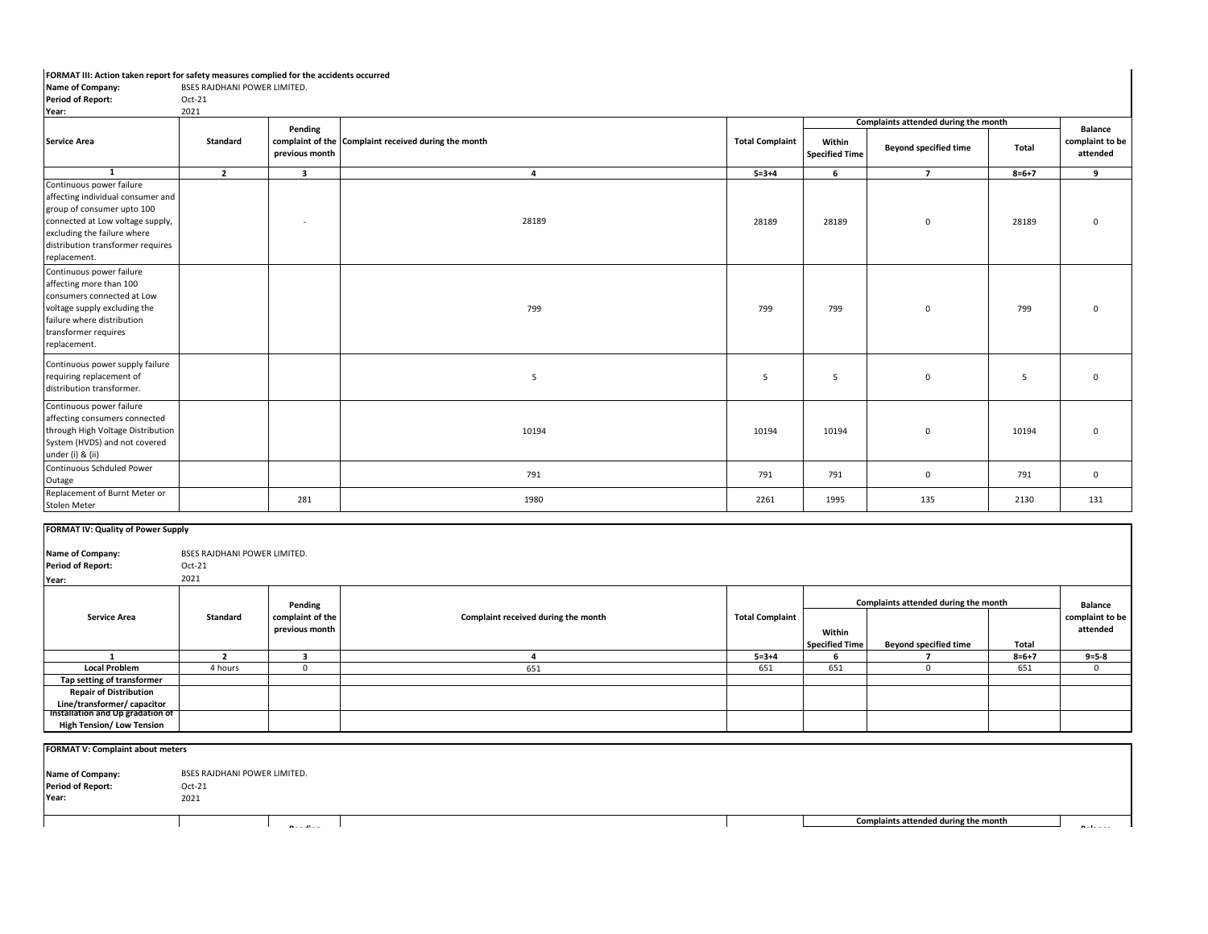**FORMAT III: Action taken report for safety measures complied for the accidents occurred**

**Name of Company:** BSES RAJDHANI POWER LIMITED.
**Period of Report:** Oct-21
**Year:** 2021

| Service Area | Standard | Pending complaint of the previous month | Complaint received during the month | Total Complaint | Complaints attended during the month | | | Balance complaint to be attended |
|---|---|---|---|---|---|---|---|---|
| | | | | | Within Specified Time | Beyond specified time | Total | |
| 1 | 2 | 3 | 4 | 5=3+4 | 6 | 7 | 8=6+7 | 9 |
| Continuous power failure affecting individual consumer and group of consumer upto 100 connected at Low voltage supply, excluding the failure where distribution transformer requires replacement. | | - | 28189 | 28189 | 28189 | 0 | 28189 | 0 |
| Continuous power failure affecting more than 100 consumers connected at Low voltage supply excluding the failure where distribution transformer requires replacement. | | | 799 | 799 | 799 | 0 | 799 | 0 |
| Continuous power supply failure requiring replacement of distribution transformer. | | | 5 | 5 | 5 | 0 | 5 | 0 |
| Continuous power failure affecting consumers connected through High Voltage Distribution System (HVDS) and not covered under (i) & (ii) | | | 10194 | 10194 | 10194 | 0 | 10194 | 0 |
| Continuous Schduled Power Outage | | | 791 | 791 | 791 | 0 | 791 | 0 |
| Replacement of Burnt Meter or Stolen Meter | | 281 | 1980 | 2261 | 1995 | 135 | 2130 | 131 |

**FORMAT IV: Quality of Power Supply**

**Name of Company:** BSES RAJDHANI POWER LIMITED.
**Period of Report:** Oct-21
**Year:** 2021

| Service Area | Standard | Pending complaint of the previous month | Complaint received during the month | Total Complaint | Complaints attended during the month | | | Balance complaint to be attended |
|---|---|---|---|---|---|---|---|---|
| | | | | | Within Specified Time | Beyond specified time | Total | |
| 1 | 2 | 3 | 4 | 5=3+4 | 6 | 7 | 8=6+7 | 9=5-8 |
| Local Problem | 4 hours | 0 | 651 | 651 | 651 | 0 | 651 | 0 |
| Tap setting of transformer | | | | | | | | |
| Repair of Distribution Line/transformer/ capacitor | | | | | | | | |
| Installation and Up gradation of High Tension/ Low Tension | | | | | | | | |

**FORMAT V: Complaint about meters**

**Name of Company:** BSES RAJDHANI POWER LIMITED.
**Period of Report:** Oct-21
**Year:** 2021

| | | Pending | | | Complaints attended during the month | | | Balance |
|---|---|---|---|---|---|---|---|---|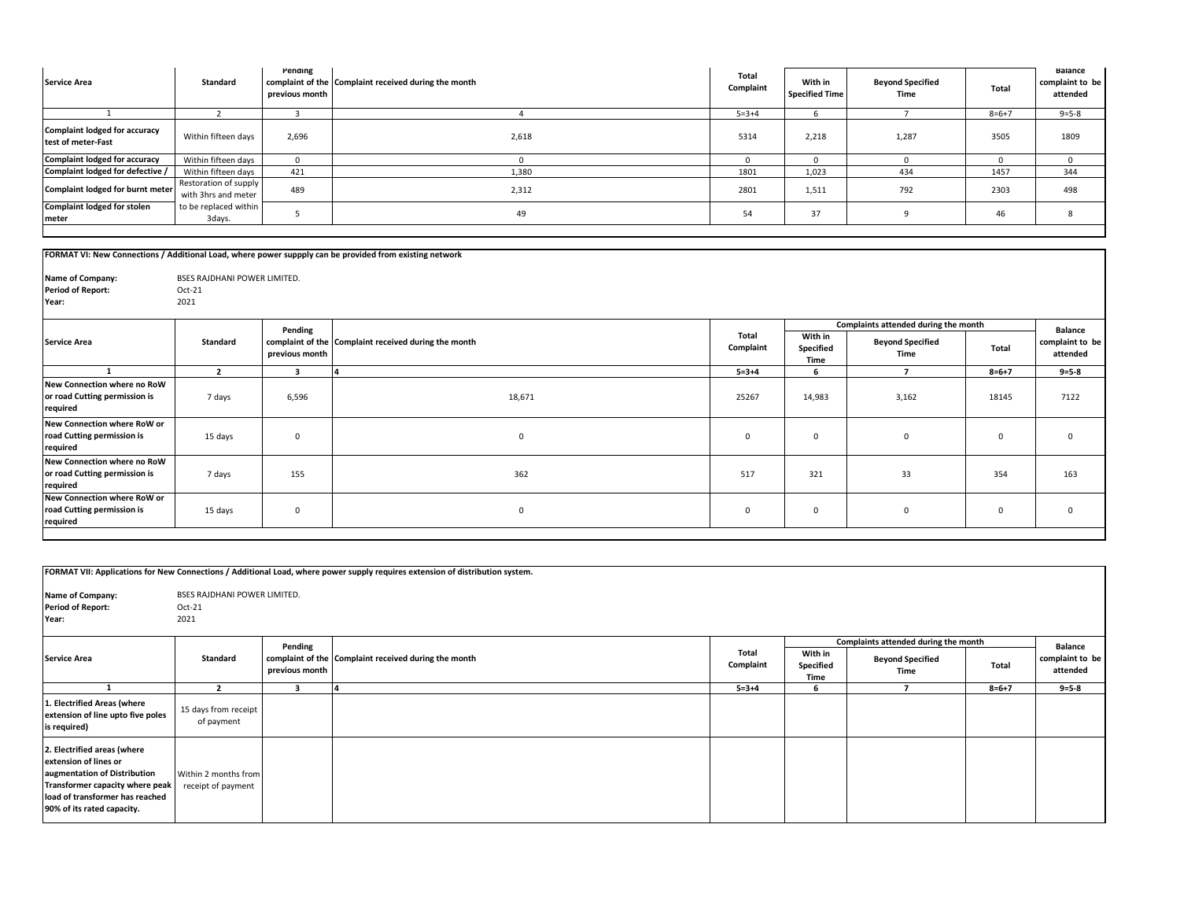| Service Area | Standard | Pending complaint of the previous month | Complaint received during the month | Total Complaint | With in Specified Time | Beyond Specified Time | Total | Balance complaint to be attended |
|---|---|---|---|---|---|---|---|---|
| 1 | 2 | 3 | 4 | 5=3+4 | 6 | 7 | 8=6+7 | 9=5-8 |
| Complaint lodged for accuracy test of meter-Fast | Within fifteen days | 2,696 | 2,618 | 5314 | 2,218 | 1,287 | 3505 | 1809 |
| Complaint lodged for accuracy | Within fifteen days | 0 | 0 | 0 | 0 | 0 | 0 | 0 |
| Complaint lodged for defective / | Within fifteen days | 421 | 1,380 | 1801 | 1,023 | 434 | 1457 | 344 |
| Complaint lodged for burnt meter | Restoration of supply with 3hrs and meter | 489 | 2,312 | 2801 | 1,511 | 792 | 2303 | 498 |
| Complaint lodged for stolen meter | to be replaced within 3days. | 5 | 49 | 54 | 37 | 9 | 46 | 8 |

**FORMAT VI: New Connections / Additional Load, where power suppply can be provided from existing network**

**Name of Company:** BSES RAJDHANI POWER LIMITED.
**Period of Report:** Oct-21
**Year:** 2021

| Service Area | Standard | Pending complaint of the previous month | Complaint received during the month | Total Complaint | Complaints attended during the month | | | Balance complaint to be attended |
|---|---|---|---|---|---|---|---|---|
| | | | | | With in Specified Time | Beyond Specified Time | Total | |
| 1 | 2 | 3 | 4 | 5=3+4 | 6 | 7 | 8=6+7 | 9=5-8 |
| New Connection where no RoW or road Cutting permission is required | 7 days | 6,596 | 18,671 | 25267 | 14,983 | 3,162 | 18145 | 7122 |
| New Connection where RoW or road Cutting permission is required | 15 days | 0 | 0 | 0 | 0 | 0 | 0 | 0 |
| New Connection where no RoW or road Cutting permission is required | 7 days | 155 | 362 | 517 | 321 | 33 | 354 | 163 |
| New Connection where RoW or road Cutting permission is required | 15 days | 0 | 0 | 0 | 0 | 0 | 0 | 0 |

**FORMAT VII: Applications for New Connections / Additional Load, where power supply requires extension of distribution system.**

**Name of Company:** BSES RAJDHANI POWER LIMITED.
**Period of Report:** Oct-21
**Year:** 2021

| Service Area | Standard | Pending complaint of the previous month | Complaint received during the month | Total Complaint | Complaints attended during the month | | | Balance complaint to be attended |
|---|---|---|---|---|---|---|---|---|
| | | | | | With in Specified Time | Beyond Specified Time | Total | |
| 1 | 2 | 3 | 4 | 5=3+4 | 6 | 7 | 8=6+7 | 9=5-8 |
| 1. Electrified Areas (where extension of line upto five poles is required) | 15 days from receipt of payment | | | | | | | |
| 2. Electrified areas (where extension of lines or augmentation of Distribution Transformer capacity where peak load of transformer has reached 90% of its rated capacity. | Within 2 months from receipt of payment | | | | | | | |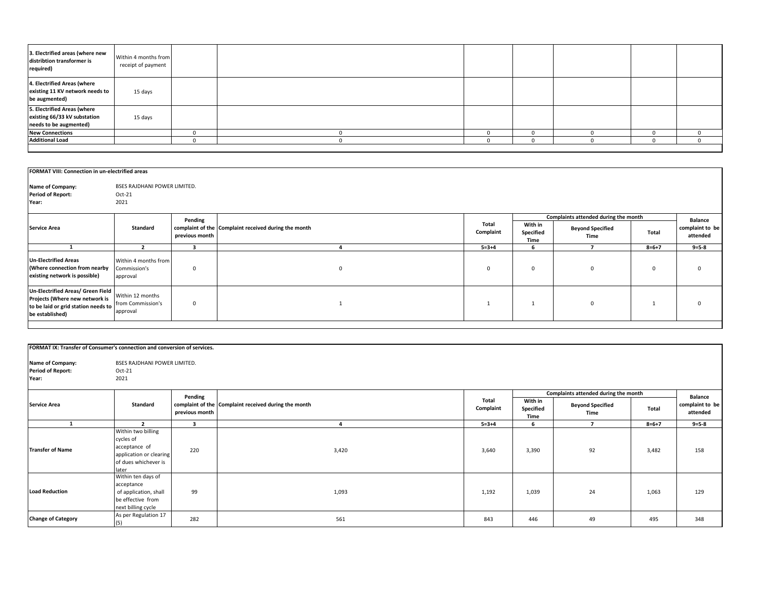| | | | | | | | | |
|---|---|---|---|---|---|---|---|---|
| **3. Electrified areas (where new distribtion transformer is required)** | Within 4 months from receipt of payment | | | | | | | |
| **4. Electrified Areas (where existing 11 KV network needs to be augmented)** | 15 days | | | | | | | |
| **5. Electrified Areas (where existing 66/33 kV substation needs to be augmented)** | 15 days | | | | | | | |
| **New Connections** | | 0 | 0 | 0 | 0 | 0 | 0 | 0 |
| **Additional Load** | | 0 | 0 | 0 | 0 | 0 | 0 | 0 |

**FORMAT VIII: Connection in un-electrified areas**

**Name of Company:** BSES RAJDHANI POWER LIMITED.
**Period of Report:** Oct-21
**Year:** 2021

| Service Area | Standard | Pending complaint of the previous month | Complaint received during the month | Total Complaint | Complaints attended during the month | | | Balance complaint to be attended |
|---|---|---|---|---|---|---|---|---|
| | | | | | With in Specified Time | Beyond Specified Time | Total | |
| 1 | 2 | 3 | 4 | 5=3+4 | 6 | 7 | 8=6+7 | 9=5-8 |
| **Un-Electrified Areas (Where connection from nearby existing network is possible)** | Within 4 months from Commission's approval | 0 | 0 | 0 | 0 | 0 | 0 | 0 |
| **Un-Electrified Areas/ Green Field Projects (Where new network is to be laid or grid station needs to be established)** | Within 12 months from Commission's approval | 0 | 1 | 1 | 1 | 0 | 1 | 0 |

**FORMAT IX: Transfer of Consumer's connection and conversion of services.**

**Name of Company:** BSES RAJDHANI POWER LIMITED.
**Period of Report:** Oct-21
**Year:** 2021

| Service Area | Standard | Pending complaint of the previous month | Complaint received during the month | Total Complaint | Complaints attended during the month | | | Balance complaint to be attended |
|---|---|---|---|---|---|---|---|---|
| | | | | | With in Specified Time | Beyond Specified Time | Total | |
| 1 | 2 | 3 | 4 | 5=3+4 | 6 | 7 | 8=6+7 | 9=5-8 |
| **Transfer of Name** | Within two billing cycles of acceptance of application or clearing of dues whichever is later | 220 | 3,420 | 3,640 | 3,390 | 92 | 3,482 | 158 |
| **Load Reduction** | Within ten days of acceptance of application, shall be effective from next billing cycle | 99 | 1,093 | 1,192 | 1,039 | 24 | 1,063 | 129 |
| **Change of Category** | As per Regulation 17 (5) | 282 | 561 | 843 | 446 | 49 | 495 | 348 |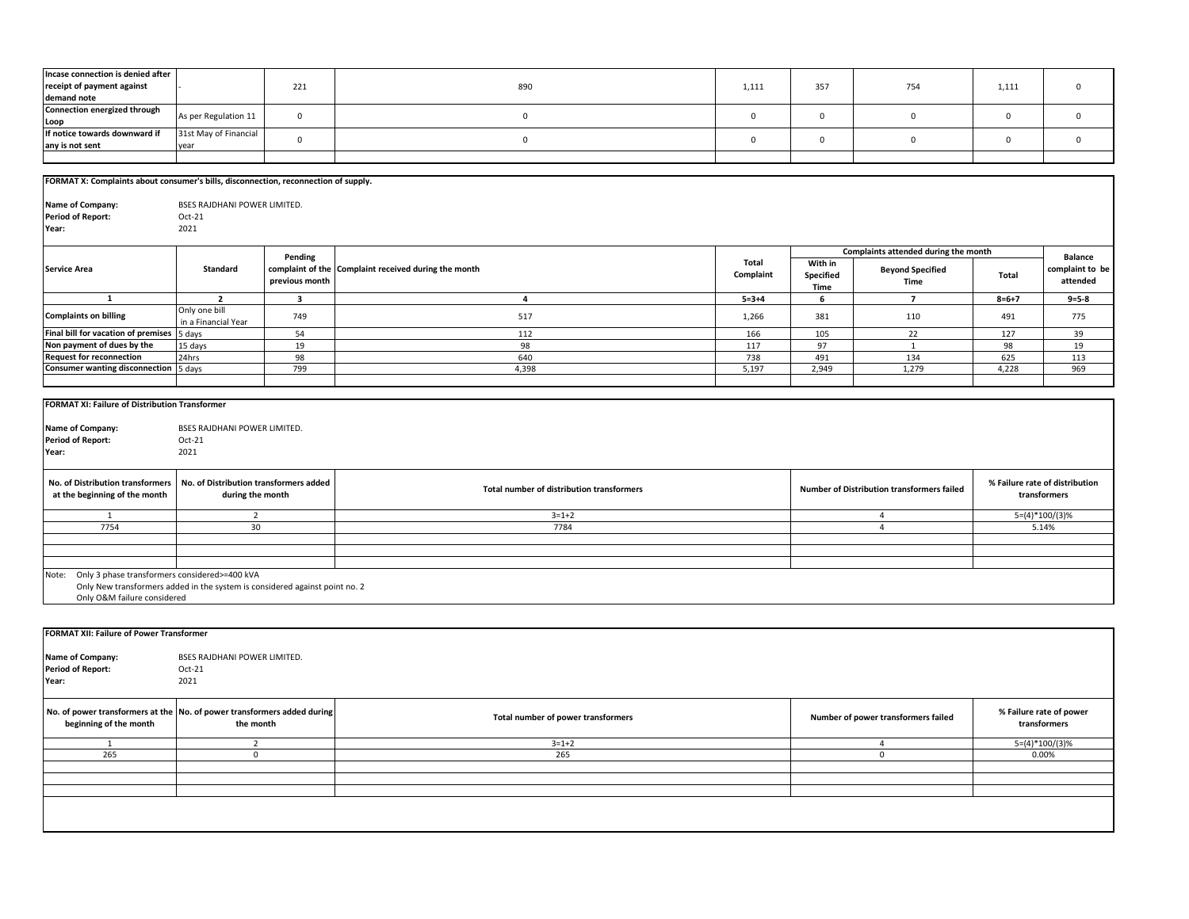| | | | | | | | | |
|---|---|---|---|---|---|---|---|---|
| **Incase connection is denied after receipt of payment against demand note** | - | 221 | 890 | 1,111 | 357 | 754 | 1,111 | 0 |
| **Connection energized through Loop** | As per Regulation 11 | 0 | 0 | 0 | 0 | 0 | 0 | 0 |
| **If notice towards downward if any is not sent** | 31st May of Financial year | 0 | 0 | 0 | 0 | 0 | 0 | 0 |

**FORMAT X: Complaints about consumer's bills, disconnection, reconnection of supply.**

**Name of Company:** BSES RAJDHANI POWER LIMITED.
**Period of Report:** Oct-21
**Year:** 2021

| Service Area | Standard | Pending complaint of the previous month | Complaint received during the month | Total Complaint | Complaints attended during the month | | | Balance complaint to be attended |
|---|---|---|---|---|---|---|---|---|
| | | | | | With in Specified Time | Beyond Specified Time | Total | |
| 1 | 2 | 3 | 4 | 5=3+4 | 6 | 7 | 8=6+7 | 9=5-8 |
| **Complaints on billing** | Only one bill in a Financial Year | 749 | 517 | 1,266 | 381 | 110 | 491 | 775 |
| **Final bill for vacation of premises** | 5 days | 54 | 112 | 166 | 105 | 22 | 127 | 39 |
| **Non payment of dues by the** | 15 days | 19 | 98 | 117 | 97 | 1 | 98 | 19 |
| **Request for reconnection** | 24hrs | 98 | 640 | 738 | 491 | 134 | 625 | 113 |
| **Consumer wanting disconnection** | 5 days | 799 | 4,398 | 5,197 | 2,949 | 1,279 | 4,228 | 969 |

**FORMAT XI: Failure of Distribution Transformer**

**Name of Company:** BSES RAJDHANI POWER LIMITED.
**Period of Report:** Oct-21
**Year:** 2021

| No. of Distribution transformers at the beginning of the month | No. of Distribution transformers added during the month | Total number of distribution transformers | Number of Distribution transformers failed | % Failure rate of distribution transformers |
|---|---|---|---|---|
| 1 | 2 | 3=1+2 | 4 | 5=(4)*100/(3)% |
| 7754 | 30 | 7784 | 4 | 5.14% |

Note: Only 3 phase transformers considered>=400 kVA
Only New transformers added in the system is considered against point no. 2
Only O&M failure considered

**FORMAT XII: Failure of Power Transformer**

**Name of Company:** BSES RAJDHANI POWER LIMITED.
**Period of Report:** Oct-21
**Year:** 2021

| No. of power transformers at the beginning of the month | No. of power transformers added during the month | Total number of power transformers | Number of power transformers failed | % Failure rate of power transformers |
|---|---|---|---|---|
| 1 | 2 | 3=1+2 | 4 | 5=(4)*100/(3)% |
| 265 | 0 | 265 | 0 | 0.00% |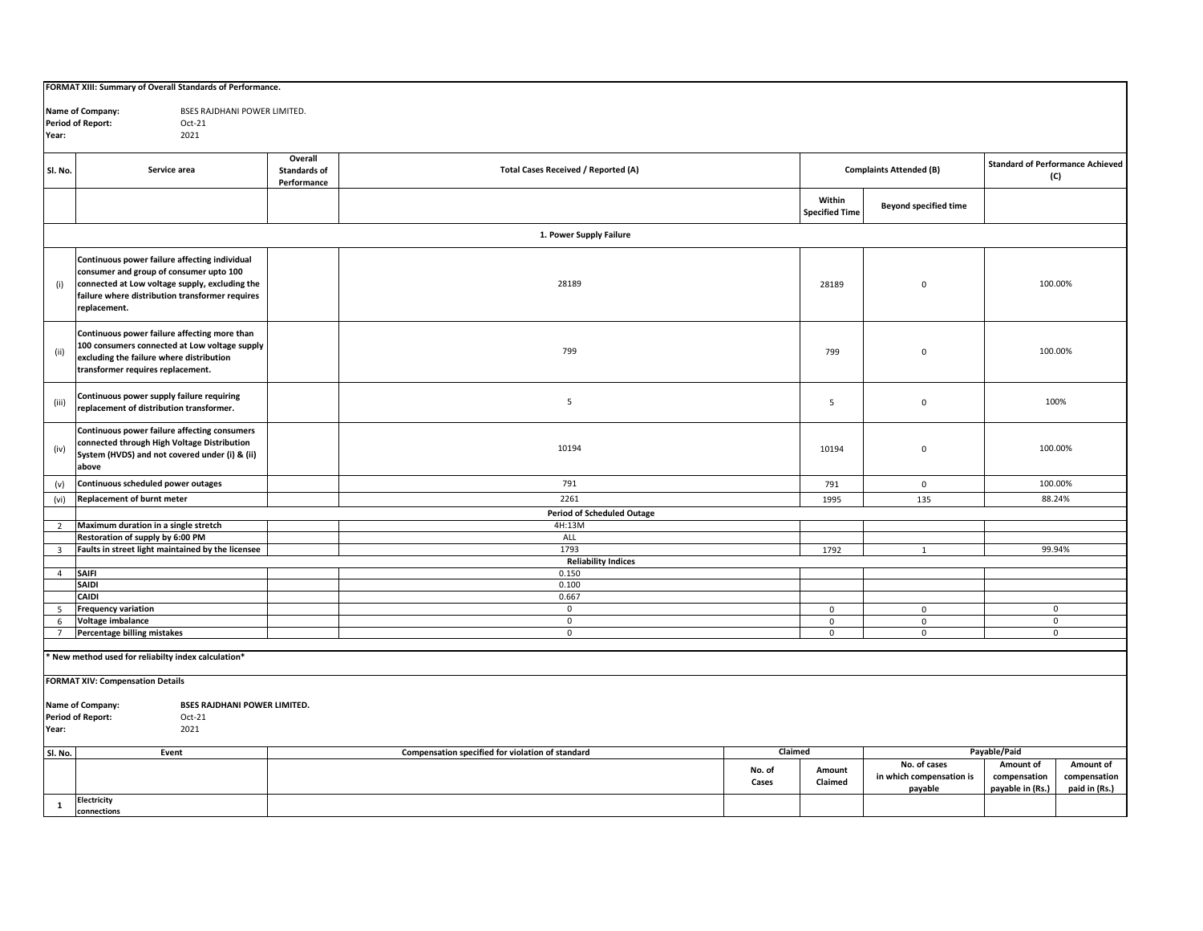**FORMAT XIII: Summary of Overall Standards of Performance.**

**Name of Company:** BSES RAJDHANI POWER LIMITED.
**Period of Report:** Oct-21
**Year:** 2021

| Sl. No. | Service area | Overall Standards of Performance | Total Cases Received / Reported (A) | Complaints Attended (B) | | Standard of Performance Achieved (C) |
|---|---|---|---|---|---|---|
| | | | | Within Specified Time | Beyond specified time | |
| | | | **1. Power Supply Failure** | | | |
| (i) | **Continuous power failure affecting individual consumer and group of consumer upto 100 connected at Low voltage supply, excluding the failure where distribution transformer requires replacement.** | | 28189 | 28189 | 0 | 100.00% |
| (ii) | **Continuous power failure affecting more than 100 consumers connected at Low voltage supply excluding the failure where distribution transformer requires replacement.** | | 799 | 799 | 0 | 100.00% |
| (iii) | **Continuous power supply failure requiring replacement of distribution transformer.** | | 5 | 5 | 0 | 100% |
| (iv) | **Continuous power failure affecting consumers connected through High Voltage Distribution System (HVDS) and not covered under (i) & (ii) above** | | 10194 | 10194 | 0 | 100.00% |
| (v) | **Continuous scheduled power outages** | | 791 | 791 | 0 | 100.00% |
| (vi) | **Replacement of burnt meter** | | 2261 | 1995 | 135 | 88.24% |
| | | | **Period of Scheduled Outage** | | | |
| 2 | **Maximum duration in a single stretch** | | 4H:13M | | | |
| | **Restoration of supply by 6:00 PM** | | ALL | | | |
| 3 | **Faults in street light maintained by the licensee** | | 1793 | 1792 | 1 | 99.94% |
| | | | **Reliability Indices** | | | |
| 4 | **SAIFI** | | 0.150 | | | |
| | **SAIDI** | | 0.100 | | | |
| | **CAIDI** | | 0.667 | | | |
| 5 | **Frequency variation** | | 0 | 0 | 0 | 0 |
| 6 | **Voltage imbalance** | | 0 | 0 | 0 | 0 |
| 7 | **Percentage billing mistakes** | | 0 | 0 | 0 | 0 |

**\* New method used for reliabilty index calculation\***

**FORMAT XIV: Compensation Details**

**Name of Company:** **BSES RAJDHANI POWER LIMITED.**
**Period of Report:** Oct-21
**Year:** 2021

| Sl. No. | Event | Compensation specified for violation of standard | Claimed | | Payable/Paid | | |
|---|---|---|---|---|---|---|---|
| | | | No. of Cases | Amount Claimed | No. of cases in which compensation is payable | Amount of compensation payable in (Rs.) | Amount of compensation paid in (Rs.) |
| **1** | **Electricity connections** | | | | | | |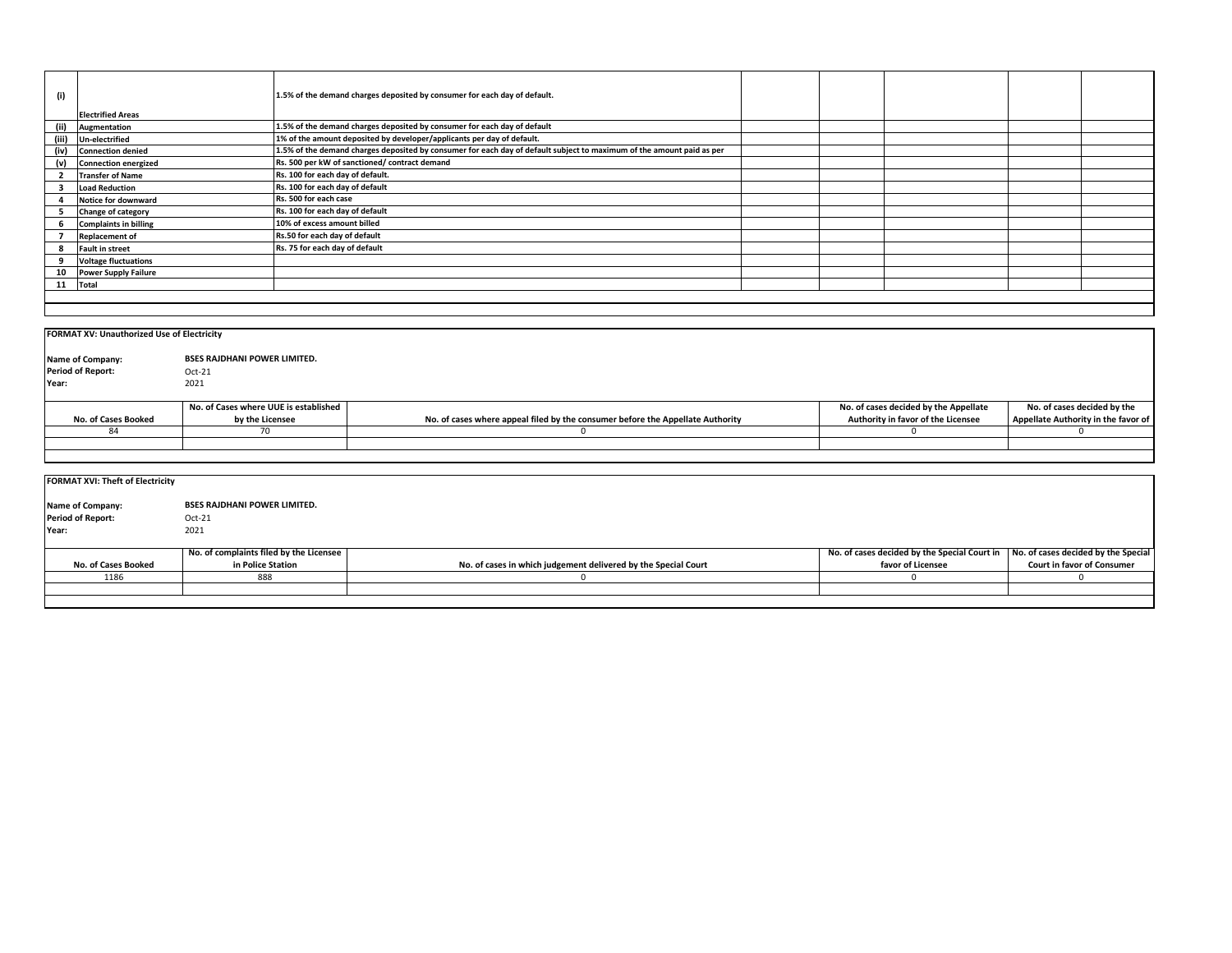| | | | | | | | |
|---|---|---|---|---|---|---|---|
| (i) | Electrified Areas | 1.5% of the demand charges deposited by consumer for each day of default. | | | | | |
| (ii) | Augmentation | 1.5% of the demand charges deposited by consumer for each day of default | | | | | |
| (iii) | Un-electrified | 1% of the amount deposited by developer/applicants per day of default. | | | | | |
| (iv) | Connection denied | 1.5% of the demand charges deposited by consumer for each day of default subject to maximum of the amount paid as per | | | | | |
| (v) | Connection energized | Rs. 500 per kW of sanctioned/ contract demand | | | | | |
| 2 | Transfer of Name | Rs. 100 for each day of default. | | | | | |
| 3 | Load Reduction | Rs. 100 for each day of default | | | | | |
| 4 | Notice for downward | Rs. 500 for each case | | | | | |
| 5 | Change of category | Rs. 100 for each day of default | | | | | |
| 6 | Complaints in billing | 10% of excess amount billed | | | | | |
| 7 | Replacement of | Rs.50 for each day of default | | | | | |
| 8 | Fault in street | Rs. 75 for each day of default | | | | | |
| 9 | Voltage fluctuations | | | | | | |
| 10 | Power Supply Failure | | | | | | |
| 11 | Total | | | | | | |

**FORMAT XV: Unauthorized Use of Electricity**

**Name of Company:** **BSES RAJDHANI POWER LIMITED.**
**Period of Report:** Oct-21
**Year:** 2021

| No. of Cases Booked | No. of Cases where UUE is established by the Licensee | No. of cases where appeal filed by the consumer before the Appellate Authority | No. of cases decided by the Appellate Authority in favor of the Licensee | No. of cases decided by the Appellate Authority in the favor of |
|---|---|---|---|---|
| 84 | 70 | 0 | 0 | 0 |

**FORMAT XVI: Theft of Electricity**

**Name of Company:** **BSES RAJDHANI POWER LIMITED.**
**Period of Report:** Oct-21
**Year:** 2021

| No. of Cases Booked | No. of complaints filed by the Licensee in Police Station | No. of cases in which judgement delivered by the Special Court | No. of cases decided by the Special Court in favor of Licensee | No. of cases decided by the Special Court in favor of Consumer |
|---|---|---|---|---|
| 1186 | 888 | 0 | 0 | 0 |